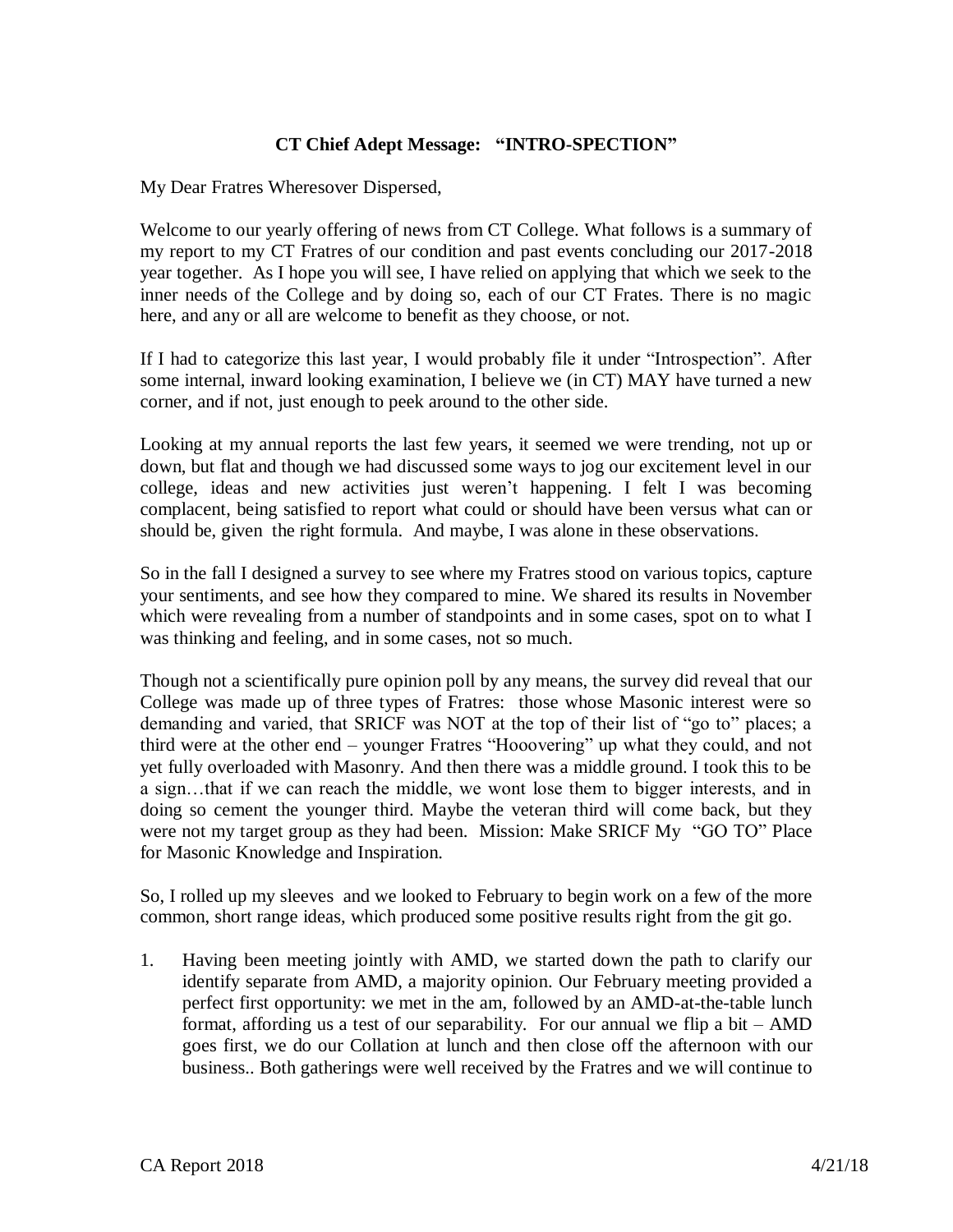# CT Chief Adept Message: "INTRO-SPECTION"

My Dear Fratres Wheresover Dispersed,

Welcome to our yearly offering of news from CT College. What follows is a summary of my report to my CT Fratres of our condition and past events concluding our 2017-2018 year together. As I hope you will see, I have relied on applying that which we seek to the inner needs of the College and by doing so, each of our CT Frates. There is no magic here, and any or all are welcome to benefit as they choose, or not.

If I had to categorize this last year, I would probably file it under "Introspection". After some internal, inward looking examination, I believe we (in CT) MAY have turned a new corner, and if not, just enough to peek around to the other side.

Looking at my annual reports the last few years, it seemed we were trending, not up or down, but flat and though we had discussed some ways to jog our excitement level in our college, ideas and new activities just weren't happening. I felt I was becoming complacent, being satisfied to report what could or should have been versus what can or should be, given the right formula. And maybe, I was alone in these observations.

So in the fall I designed a survey to see where my Fratres stood on various topics, capture your sentiments, and see how they compared to mine. We shared its results in November which were revealing from a number of standpoints and in some cases, spot on to what I was thinking and feeling, and in some cases, not so much.

Though not a scientifically pure opinion poll by any means, the survey did reveal that our College was made up of three types of Fratres: those whose Masonic interest were so demanding and varied, that SRICF was NOT at the top of their list of "go to" places; a third were at the other end – younger Fratres "Hooovering" up what they could, and not yet fully overloaded with Masonry. And then there was a middle ground. I took this to be a sign…that if we can reach the middle, we wont lose them to bigger interests, and in doing so cement the younger third. Maybe the veteran third will come back, but they were not my target group as they had been. Mission: Make SRICF My "GO TO" Place for Masonic Knowledge and Inspiration.

So, I rolled up my sleeves and we looked to February to begin work on a few of the more common, short range ideas, which produced some positive results right from the git go.

1. Having been meeting jointly with AMD, we started down the path to clarify our identify separate from AMD, a majority opinion. Our February meeting provided a perfect first opportunity: we met in the am, followed by an AMD-at-the-table lunch format, affording us a test of our separability. For our annual we flip a bit – AMD goes first, we do our Collation at lunch and then close off the afternoon with our business.. Both gatherings were well received by the Fratres and we will continue to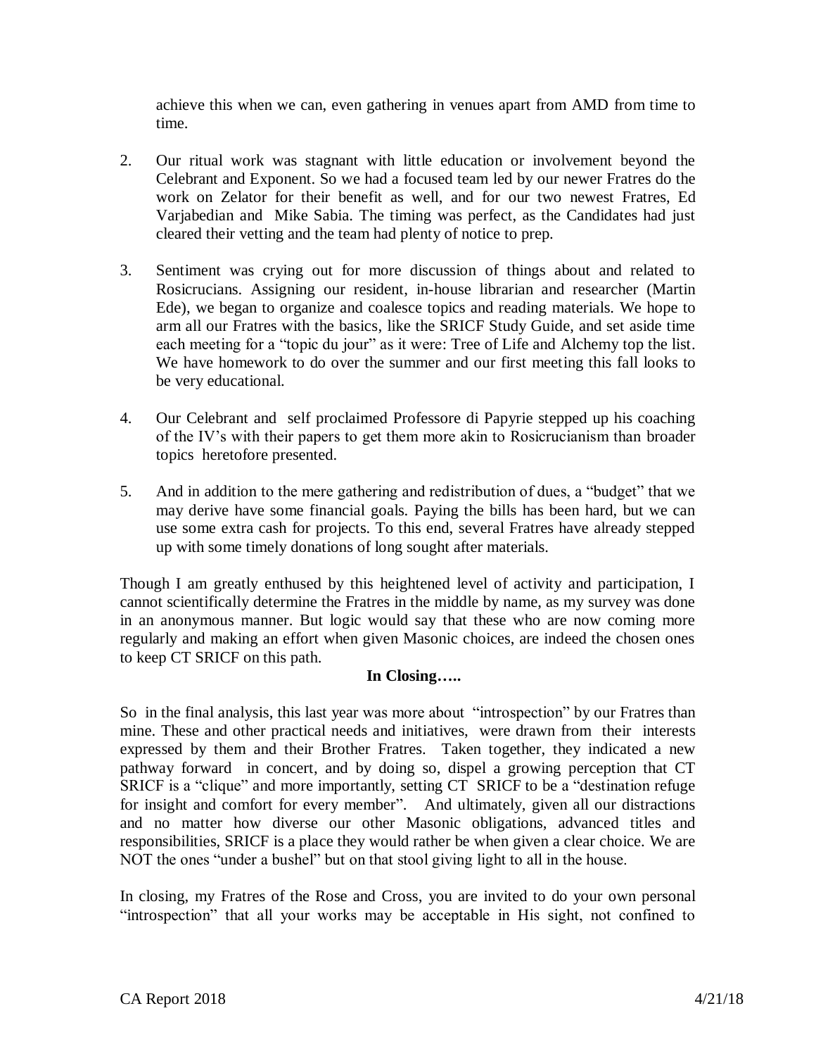achieve this when we can, even gathering in venues apart from AMD from time to time.

2. Our ritual work was stagnant with little education or involvement beyond the Celebrant and Exponent. So we had a focused team led by our newer Fratres do the work on Zelator for their benefit as well, and for our two newest Fratres, Ed Varjabedian and Mike Sabia. The timing was perfect, as the Candidates had just cleared their vetting and the team had plenty of notice to prep.

3. Sentiment was crying out for more discussion of things about and related to Rosicrucians. Assigning our resident, in-house librarian and researcher (Martin Ede), we began to organize and coalesce topics and reading materials. We hope to arm all our Fratres with the basics, like the SRICF Study Guide, and set aside time each meeting for a "topic du jour" as it were: Tree of Life and Alchemy top the list. We have homework to do over the summer and our first meeting this fall looks to be very educational.

4. Our Celebrant and self proclaimed Professore di Papyrie stepped up his coaching of the IV's with their papers to get them more akin to Rosicrucianism than broader topics heretofore presented.

5. And in addition to the mere gathering and redistribution of dues, a "budget" that we may derive have some financial goals. Paying the bills has been hard, but we can use some extra cash for projects. To this end, several Fratres have already stepped up with some timely donations of long sought after materials.

Though I am greatly enthused by this heightened level of activity and participation, I cannot scientifically determine the Fratres in the middle by name, as my survey was done in an anonymous manner. But logic would say that these who are now coming more regularly and making an effort when given Masonic choices, are indeed the chosen ones to keep CT SRICF on this path.

**In Closing…..**

So in the final analysis, this last year was more about "introspection" by our Fratres than mine. These and other practical needs and initiatives, were drawn from their interests expressed by them and their Brother Fratres. Taken together, they indicated a new pathway forward in concert, and by doing so, dispel a growing perception that CT SRICF is a "clique" and more importantly, setting CT SRICF to be a "destination refuge for insight and comfort for every member". And ultimately, given all our distractions and no matter how diverse our other Masonic obligations, advanced titles and responsibilities, SRICF is a place they would rather be when given a clear choice. We are NOT the ones "under a bushel" but on that stool giving light to all in the house.

In closing, my Fratres of the Rose and Cross, you are invited to do your own personal "introspection" that all your works may be acceptable in His sight, not confined to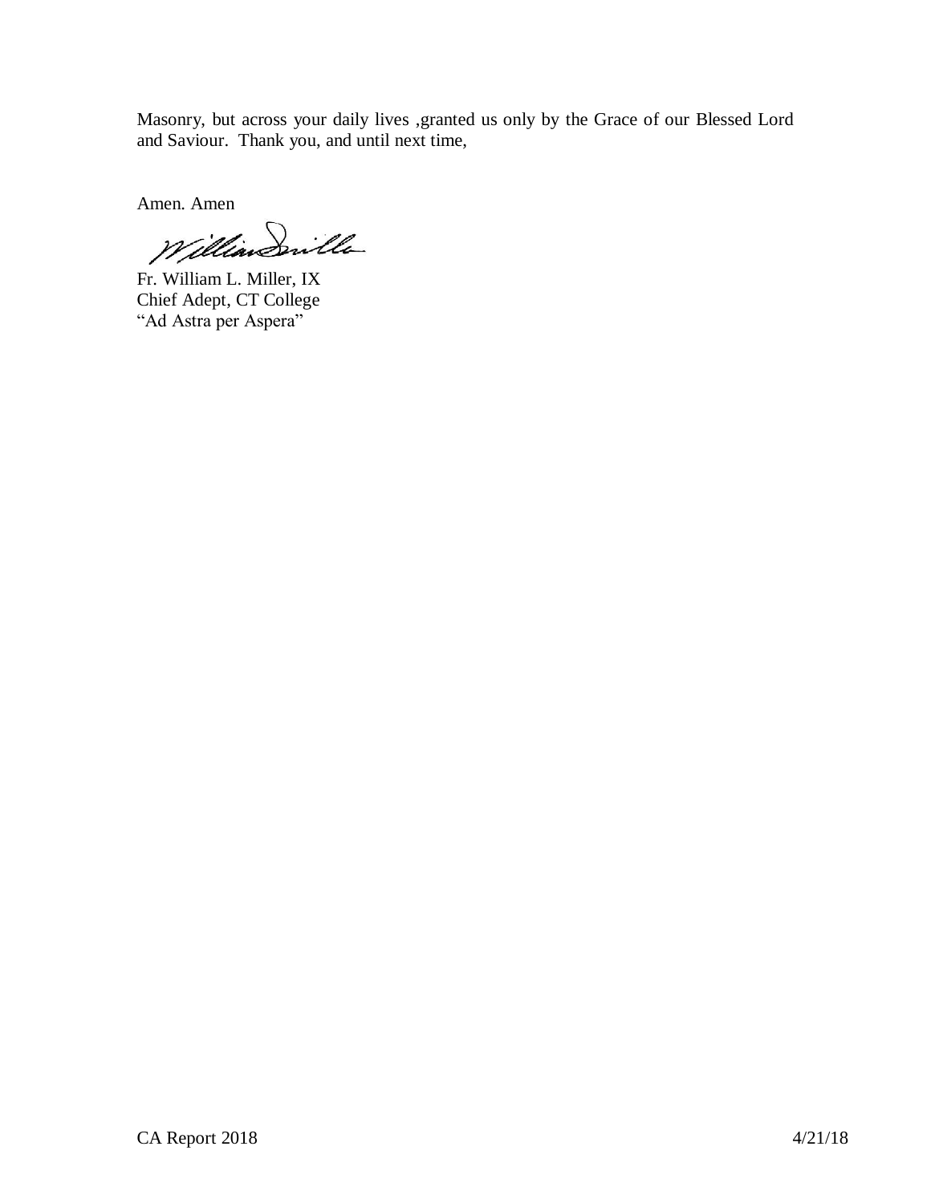Masonry, but across your daily lives ,granted us only by the Grace of our Blessed Lord and Saviour. Thank you, and until next time,

Amen. Amen

Fr. William L. Miller, IX  
Chief Adept, CT College  
"Ad Astra per Aspera"